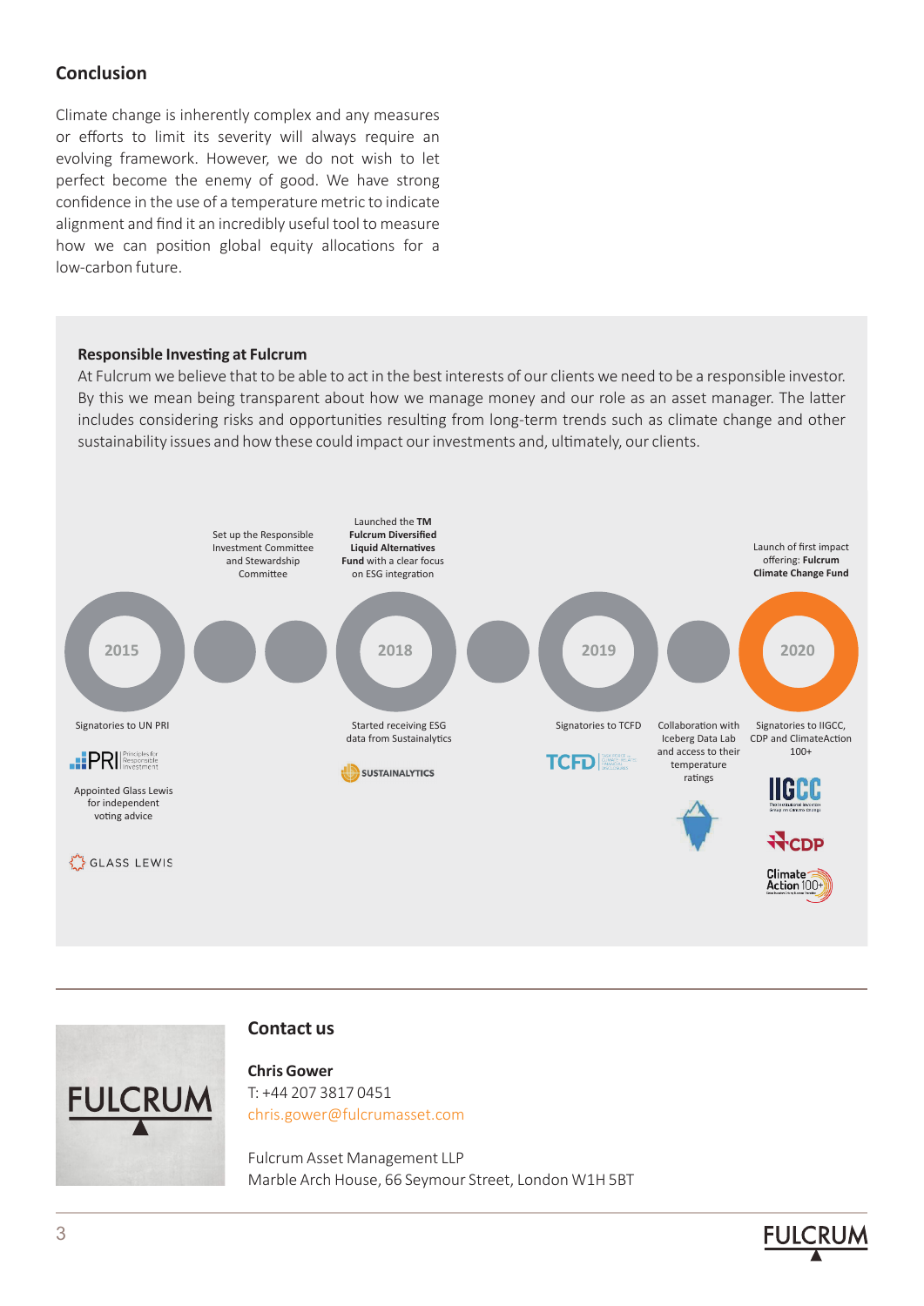## Conclusion

Climate change is inherently complex and any measures or efforts to limit its severity will always require an evolving framework. However, we do not wish to let perfect become the enemy of good. We have strong confidence in the use of a temperature metric to indicate alignment and find it an incredibly useful tool to measure how we can position global equity allocations for a low-carbon future.

### Responsible Investing at Fulcrum

At Fulcrum we believe that to be able to act in the best interests of our clients we need to be a responsible investor. By this we mean being transparent about how we manage money and our role as an asset manager. The latter includes considering risks and opportunities resulting from long-term trends such as climate change and other sustainability issues and how these could impact our investments and, ultimately, our clients.

**2015**
- Signatories to UN PRI
- Appointed Glass Lewis for independent voting advice
- Set up the Responsible Investment Committee and Stewardship Committee

**2018**
- Launched the **TM Fulcrum Diversified Liquid Alternatives Fund** with a clear focus on ESG integration
- Started receiving ESG data from Sustainalytics

**2019**
- Signatories to TCFD
- Collaboration with Iceberg Data Lab and access to their temperature ratings

**2020**
- Launch of first impact offering: **Fulcrum Climate Change Fund**
- Signatories to IIGCC, CDP and ClimateAction 100+

## Contact us

**Chris Gower**
T: +44 207 3817 0451
chris.gower@fulcrumasset.com

Fulcrum Asset Management LLP
Marble Arch House, 66 Seymour Street, London W1H 5BT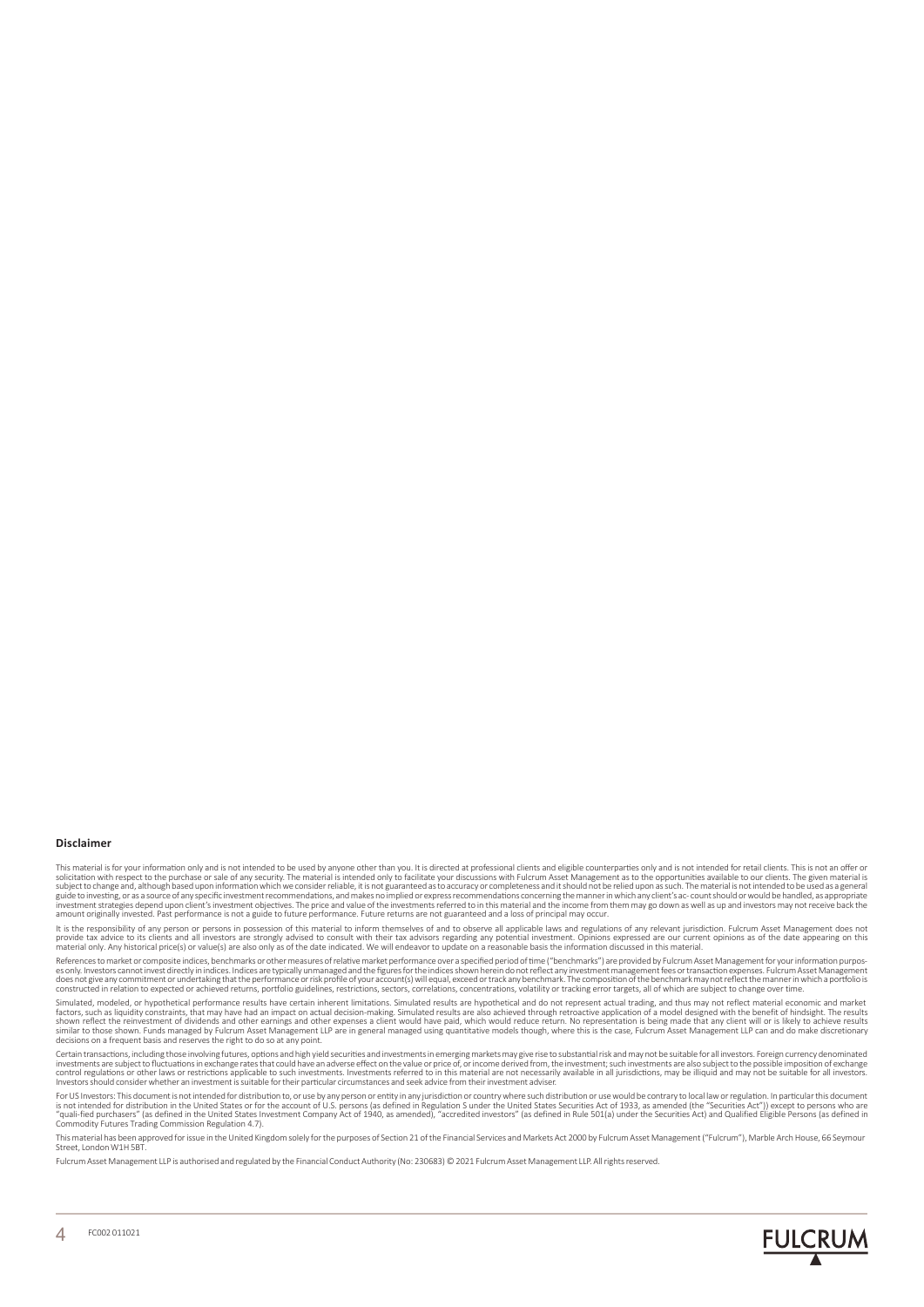## Disclaimer

This material is for your information only and is not intended to be used by anyone other than you. It is directed at professional clients and eligible counterparties only and is not intended for retail clients. This is not an offer or solicitation with respect to the purchase or sale of any security. The material is intended only to facilitate your discussions with Fulcrum Asset Management as to the opportunities available to our clients. The given material is subject to change and, although based upon information which we consider reliable, it is not guaranteed as to accuracy or completeness and it should not be relied upon as such. The material is not intended to be used as a general guide to investing, or as a source of any specific investment recommendations, and makes no implied or express recommendations concerning the manner in which any client's ac- count should or would be handled, as appropriate investment strategies depend upon client's investment objectives. The price and value of the investments referred to in this material and the income from them may go down as well as up and investors may not receive back the amount originally invested. Past performance is not a guide to future performance. Future returns are not guaranteed and a loss of principal may occur.

It is the responsibility of any person or persons in possession of this material to inform themselves of and to observe all applicable laws and regulations of any relevant jurisdiction. Fulcrum Asset Management does not provide tax advice to its clients and all investors are strongly advised to consult with their tax advisors regarding any potential investment. Opinions expressed are our current opinions as of the date appearing on this material only. Any historical price(s) or value(s) are also only as of the date indicated. We will endeavor to update on a reasonable basis the information discussed in this material.

References to market or composite indices, benchmarks or other measures of relative market performance over a specified period of time ("benchmarks") are provided by Fulcrum Asset Management for your information purpos- es only. Investors cannot invest directly in indices. Indices are typically unmanaged and the figures for the indices shown herein do not reflect any investment management fees or transaction expenses. Fulcrum Asset Management does not give any commitment or undertaking that the performance or risk profile of your account(s) will equal, exceed or track any benchmark. The composition of the benchmark may not reflect the manner in which a portfolio is constructed in relation to expected or achieved returns, portfolio guidelines, restrictions, sectors, correlations, concentrations, volatility or tracking error targets, all of which are subject to change over time.

Simulated, modeled, or hypothetical performance results have certain inherent limitations. Simulated results are hypothetical and do not represent actual trading, and thus may not reflect material economic and market factors, such as liquidity constraints, that may have had an impact on actual decision-making. Simulated results are also achieved through retroactive application of a model designed with the benefit of hindsight. The results shown reflect the reinvestment of dividends and other earnings and other expenses a client would have paid, which would reduce return. No representation is being made that any client will or is likely to achieve results similar to those shown. Funds managed by Fulcrum Asset Management LLP are in general managed using quantitative models though, where this is the case, Fulcrum Asset Management LLP can and do make discretionary decisions on a frequent basis and reserves the right to do so at any point.

Certain transactions, including those involving futures, options and high yield securities and investments in emerging markets may give rise to substantial risk and may not be suitable for all investors. Foreign currency denominated investments are subject to fluctuations in exchange rates that could have an adverse effect on the value or price of, or income derived from, the investment; such investments are also subject to the possible imposition of exchange control regulations or other laws or restrictions applicable to such investments. Investments referred to in this material are not necessarily available in all jurisdictions, may be illiquid and may not be suitable for all investors. Investors should consider whether an investment is suitable for their particular circumstances and seek advice from their investment adviser.

For US Investors: This document is not intended for distribution to, or use by any person or entity in any jurisdiction or country where such distribution or use would be contrary to local law or regulation. In particular this document is not intended for distribution in the United States or for the account of U.S. persons (as defined in Regulation S under the United States Securities Act of 1933, as amended (the "Securities Act")) except to persons who are "quali-fied purchasers" (as defined in the United States Investment Company Act of 1940, as amended), "accredited investors" (as defined in Rule 501(a) under the Securities Act) and Qualified Eligible Persons (as defined in Commodity Futures Trading Commission Regulation 4.7).

This material has been approved for issue in the United Kingdom solely for the purposes of Section 21 of the Financial Services and Markets Act 2000 by Fulcrum Asset Management ("Fulcrum"), Marble Arch House, 66 Seymour Street, London W1H 5BT.

Fulcrum Asset Management LLP is authorised and regulated by the Financial Conduct Authority (No: 230683) © 2021 Fulcrum Asset Management LLP. All rights reserved.

FC002 011021